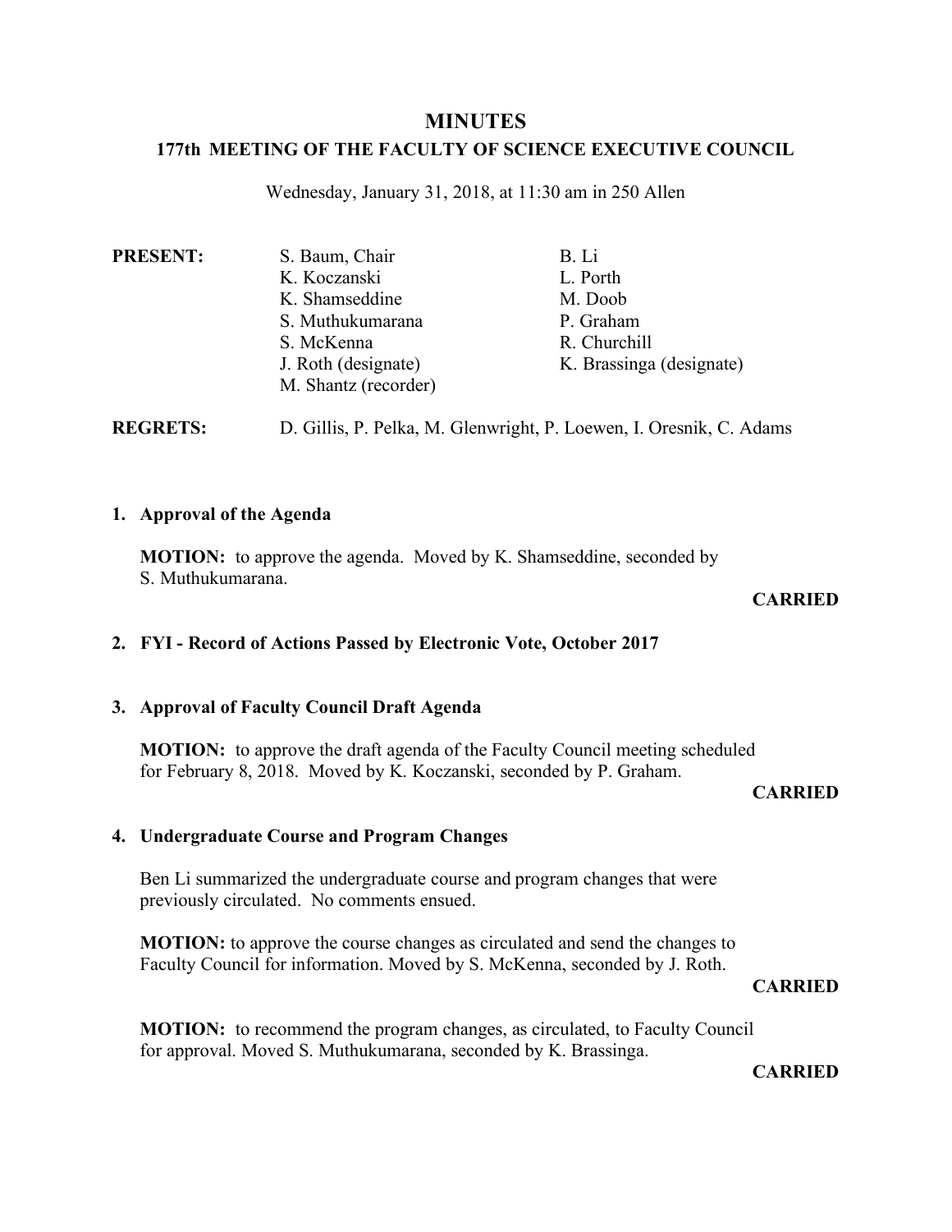# MINUTES

## 177th MEETING OF THE FACULTY OF SCIENCE EXECUTIVE COUNCIL

Wednesday, January 31, 2018, at 11:30 am in 250 Allen

**PRESENT:**

S. Baum, Chair
K. Koczanski
K. Shamseddine
S. Muthukumarana
S. McKenna
J. Roth (designate)
M. Shantz (recorder)
B. Li
L. Porth
M. Doob
P. Graham
R. Churchill
K. Brassinga (designate)

**REGRETS:** D. Gillis, P. Pelka, M. Glenwright, P. Loewen, I. Oresnik, C. Adams

### 1. Approval of the Agenda

**MOTION:** to approve the agenda. Moved by K. Shamseddine, seconded by S. Muthukumarana.

**CARRIED**

### 2. FYI - Record of Actions Passed by Electronic Vote, October 2017

### 3. Approval of Faculty Council Draft Agenda

**MOTION:** to approve the draft agenda of the Faculty Council meeting scheduled for February 8, 2018. Moved by K. Koczanski, seconded by P. Graham.

**CARRIED**

### 4. Undergraduate Course and Program Changes

Ben Li summarized the undergraduate course and program changes that were previously circulated. No comments ensued.

**MOTION:** to approve the course changes as circulated and send the changes to Faculty Council for information. Moved by S. McKenna, seconded by J. Roth.

**CARRIED**

**MOTION:** to recommend the program changes, as circulated, to Faculty Council for approval. Moved S. Muthukumarana, seconded by K. Brassinga.

**CARRIED**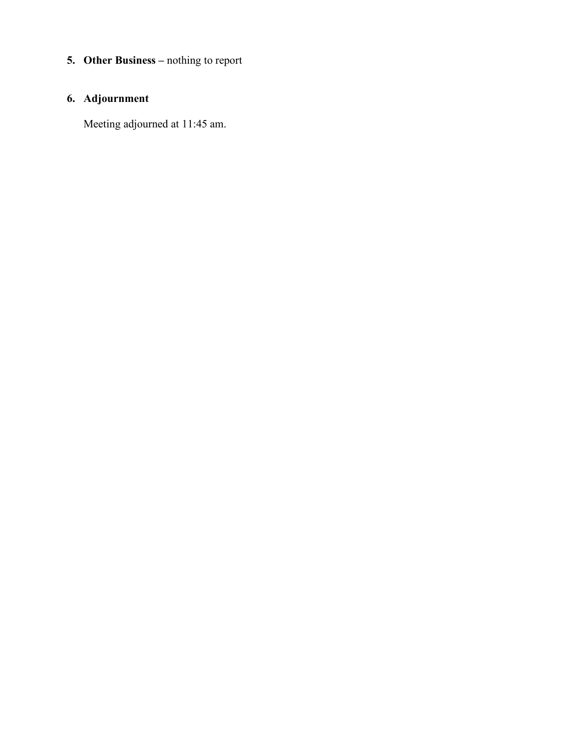5. **Other Business –** nothing to report

6. **Adjournment**

   Meeting adjourned at 11:45 am.